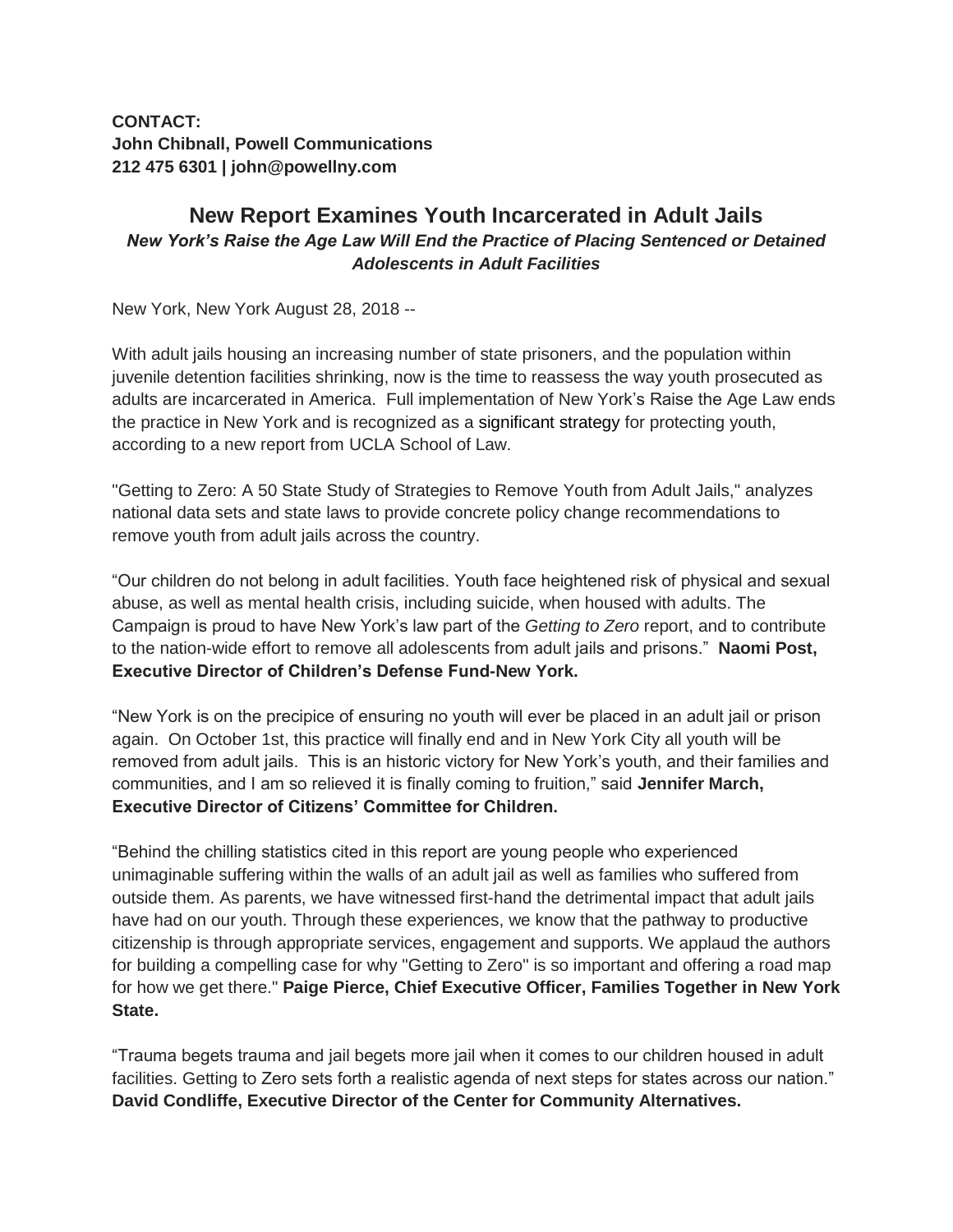**CONTACT:**
**John Chibnall, Powell Communications**
**212 475 6301 | john@powellny.com**

# New Report Examines Youth Incarcerated in Adult Jails

***New York's Raise the Age Law Will End the Practice of Placing Sentenced or Detained Adolescents in Adult Facilities***

New York, New York August 28, 2018 --

With adult jails housing an increasing number of state prisoners, and the population within juvenile detention facilities shrinking, now is the time to reassess the way youth prosecuted as adults are incarcerated in America. Full implementation of New York's Raise the Age Law ends the practice in New York and is recognized as a significant strategy for protecting youth, according to a new report from UCLA School of Law.

"Getting to Zero: A 50 State Study of Strategies to Remove Youth from Adult Jails," analyzes national data sets and state laws to provide concrete policy change recommendations to remove youth from adult jails across the country.

"Our children do not belong in adult facilities. Youth face heightened risk of physical and sexual abuse, as well as mental health crisis, including suicide, when housed with adults. The Campaign is proud to have New York's law part of the *Getting to Zero* report, and to contribute to the nation-wide effort to remove all adolescents from adult jails and prisons." **Naomi Post, Executive Director of Children's Defense Fund-New York.**

"New York is on the precipice of ensuring no youth will ever be placed in an adult jail or prison again. On October 1st, this practice will finally end and in New York City all youth will be removed from adult jails. This is an historic victory for New York's youth, and their families and communities, and I am so relieved it is finally coming to fruition," said **Jennifer March, Executive Director of Citizens' Committee for Children.**

"Behind the chilling statistics cited in this report are young people who experienced unimaginable suffering within the walls of an adult jail as well as families who suffered from outside them. As parents, we have witnessed first-hand the detrimental impact that adult jails have had on our youth. Through these experiences, we know that the pathway to productive citizenship is through appropriate services, engagement and supports. We applaud the authors for building a compelling case for why "Getting to Zero" is so important and offering a road map for how we get there." **Paige Pierce, Chief Executive Officer, Families Together in New York State.**

"Trauma begets trauma and jail begets more jail when it comes to our children housed in adult facilities. Getting to Zero sets forth a realistic agenda of next steps for states across our nation." **David Condliffe, Executive Director of the Center for Community Alternatives.**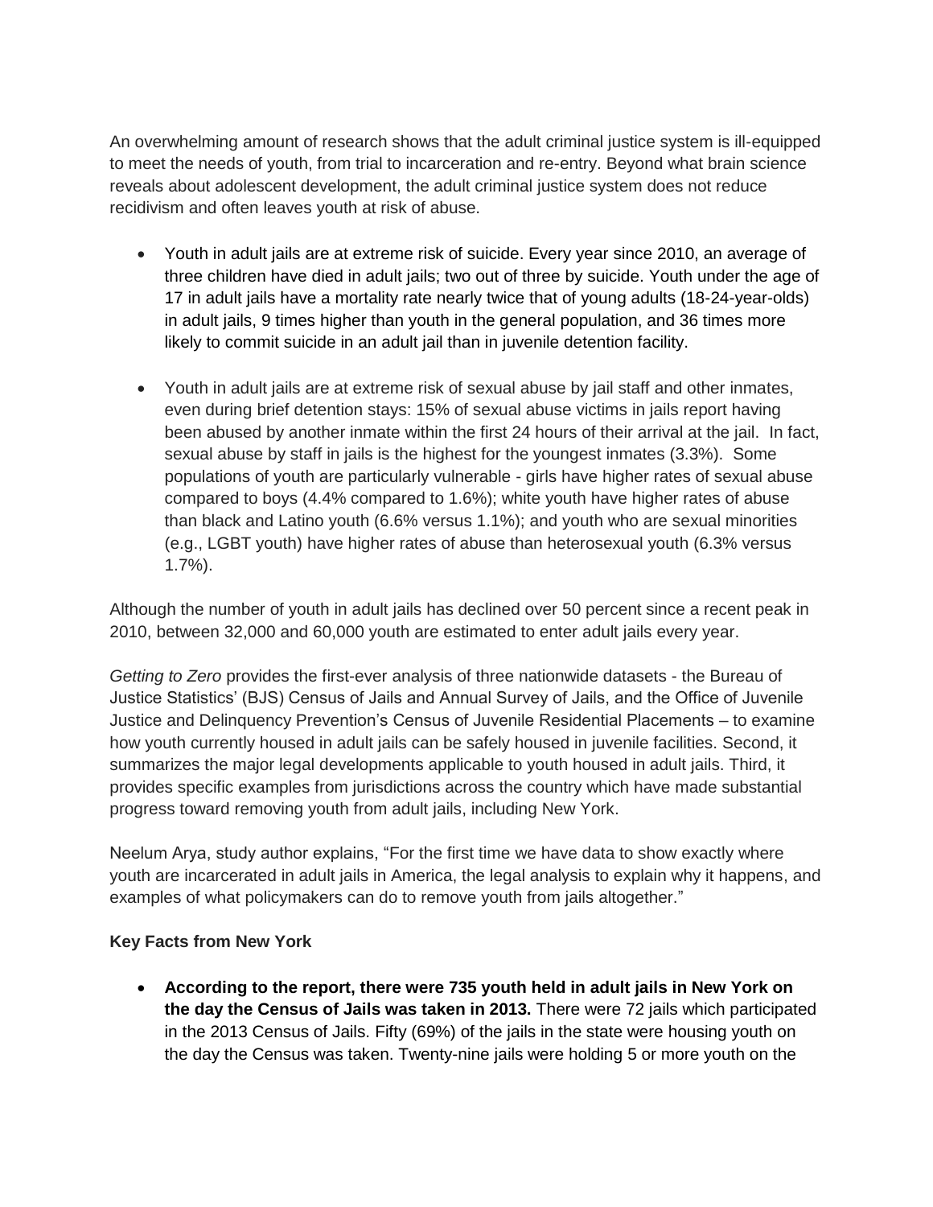An overwhelming amount of research shows that the adult criminal justice system is ill-equipped to meet the needs of youth, from trial to incarceration and re-entry. Beyond what brain science reveals about adolescent development, the adult criminal justice system does not reduce recidivism and often leaves youth at risk of abuse.

- Youth in adult jails are at extreme risk of suicide. Every year since 2010, an average of three children have died in adult jails; two out of three by suicide. Youth under the age of 17 in adult jails have a mortality rate nearly twice that of young adults (18-24-year-olds) in adult jails, 9 times higher than youth in the general population, and 36 times more likely to commit suicide in an adult jail than in juvenile detention facility.

- Youth in adult jails are at extreme risk of sexual abuse by jail staff and other inmates, even during brief detention stays: 15% of sexual abuse victims in jails report having been abused by another inmate within the first 24 hours of their arrival at the jail. In fact, sexual abuse by staff in jails is the highest for the youngest inmates (3.3%). Some populations of youth are particularly vulnerable - girls have higher rates of sexual abuse compared to boys (4.4% compared to 1.6%); white youth have higher rates of abuse than black and Latino youth (6.6% versus 1.1%); and youth who are sexual minorities (e.g., LGBT youth) have higher rates of abuse than heterosexual youth (6.3% versus 1.7%).

Although the number of youth in adult jails has declined over 50 percent since a recent peak in 2010, between 32,000 and 60,000 youth are estimated to enter adult jails every year.

*Getting to Zero* provides the first-ever analysis of three nationwide datasets - the Bureau of Justice Statistics' (BJS) Census of Jails and Annual Survey of Jails, and the Office of Juvenile Justice and Delinquency Prevention's Census of Juvenile Residential Placements – to examine how youth currently housed in adult jails can be safely housed in juvenile facilities. Second, it summarizes the major legal developments applicable to youth housed in adult jails. Third, it provides specific examples from jurisdictions across the country which have made substantial progress toward removing youth from adult jails, including New York.

Neelum Arya, study author explains, "For the first time we have data to show exactly where youth are incarcerated in adult jails in America, the legal analysis to explain why it happens, and examples of what policymakers can do to remove youth from jails altogether."

**Key Facts from New York**

- **According to the report, there were 735 youth held in adult jails in New York on the day the Census of Jails was taken in 2013.** There were 72 jails which participated in the 2013 Census of Jails. Fifty (69%) of the jails in the state were housing youth on the day the Census was taken. Twenty-nine jails were holding 5 or more youth on the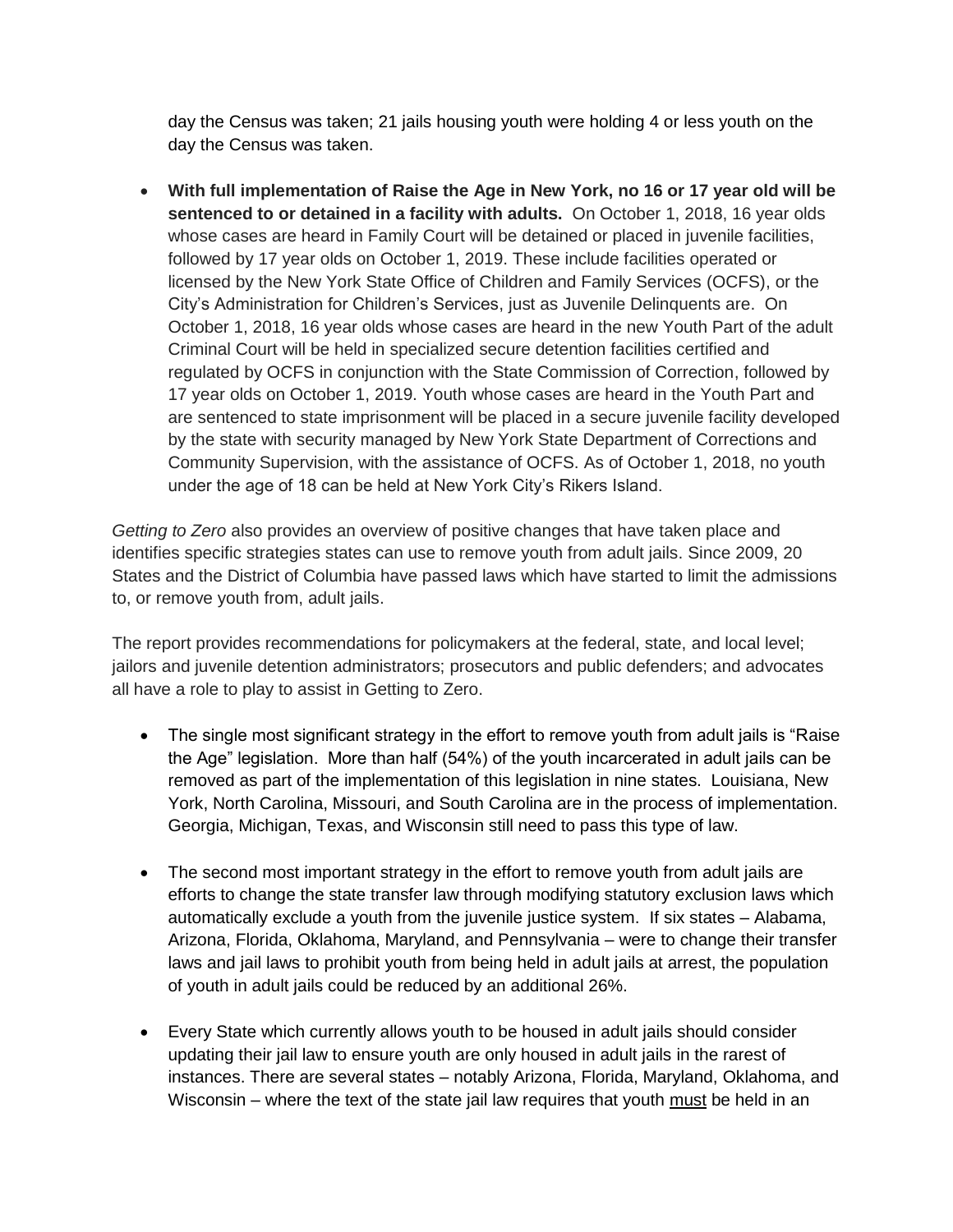day the Census was taken; 21 jails housing youth were holding 4 or less youth on the day the Census was taken.

- **With full implementation of Raise the Age in New York, no 16 or 17 year old will be sentenced to or detained in a facility with adults.** On October 1, 2018, 16 year olds whose cases are heard in Family Court will be detained or placed in juvenile facilities, followed by 17 year olds on October 1, 2019. These include facilities operated or licensed by the New York State Office of Children and Family Services (OCFS), or the City's Administration for Children's Services, just as Juvenile Delinquents are. On October 1, 2018, 16 year olds whose cases are heard in the new Youth Part of the adult Criminal Court will be held in specialized secure detention facilities certified and regulated by OCFS in conjunction with the State Commission of Correction, followed by 17 year olds on October 1, 2019. Youth whose cases are heard in the Youth Part and are sentenced to state imprisonment will be placed in a secure juvenile facility developed by the state with security managed by New York State Department of Corrections and Community Supervision, with the assistance of OCFS. As of October 1, 2018, no youth under the age of 18 can be held at New York City's Rikers Island.

*Getting to Zero* also provides an overview of positive changes that have taken place and identifies specific strategies states can use to remove youth from adult jails. Since 2009, 20 States and the District of Columbia have passed laws which have started to limit the admissions to, or remove youth from, adult jails.

The report provides recommendations for policymakers at the federal, state, and local level; jailors and juvenile detention administrators; prosecutors and public defenders; and advocates all have a role to play to assist in Getting to Zero.

- The single most significant strategy in the effort to remove youth from adult jails is "Raise the Age" legislation. More than half (54%) of the youth incarcerated in adult jails can be removed as part of the implementation of this legislation in nine states. Louisiana, New York, North Carolina, Missouri, and South Carolina are in the process of implementation. Georgia, Michigan, Texas, and Wisconsin still need to pass this type of law.

- The second most important strategy in the effort to remove youth from adult jails are efforts to change the state transfer law through modifying statutory exclusion laws which automatically exclude a youth from the juvenile justice system. If six states – Alabama, Arizona, Florida, Oklahoma, Maryland, and Pennsylvania – were to change their transfer laws and jail laws to prohibit youth from being held in adult jails at arrest, the population of youth in adult jails could be reduced by an additional 26%.

- Every State which currently allows youth to be housed in adult jails should consider updating their jail law to ensure youth are only housed in adult jails in the rarest of instances. There are several states – notably Arizona, Florida, Maryland, Oklahoma, and Wisconsin – where the text of the state jail law requires that youth <u>must</u> be held in an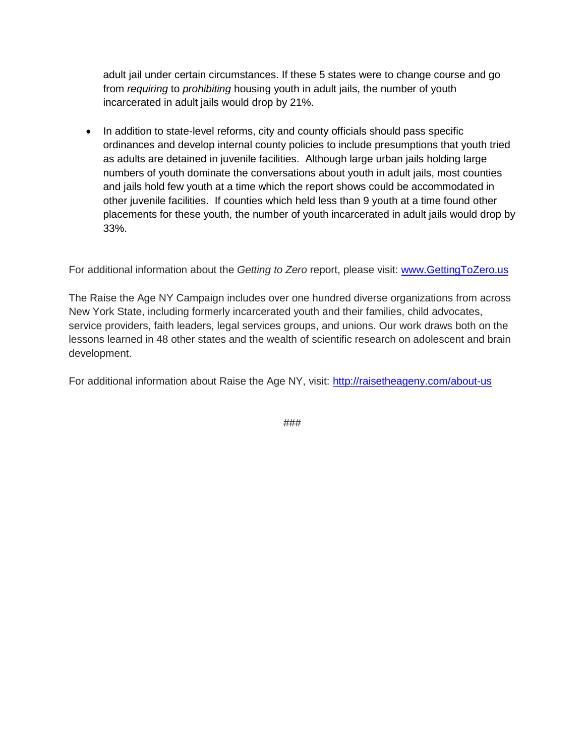adult jail under certain circumstances. If these 5 states were to change course and go from *requiring* to *prohibiting* housing youth in adult jails, the number of youth incarcerated in adult jails would drop by 21%.

- In addition to state-level reforms, city and county officials should pass specific ordinances and develop internal county policies to include presumptions that youth tried as adults are detained in juvenile facilities. Although large urban jails holding large numbers of youth dominate the conversations about youth in adult jails, most counties and jails hold few youth at a time which the report shows could be accommodated in other juvenile facilities. If counties which held less than 9 youth at a time found other placements for these youth, the number of youth incarcerated in adult jails would drop by 33%.

For additional information about the *Getting to Zero* report, please visit: [www.GettingToZero.us](http://www.GettingToZero.us)

The Raise the Age NY Campaign includes over one hundred diverse organizations from across New York State, including formerly incarcerated youth and their families, child advocates, service providers, faith leaders, legal services groups, and unions. Our work draws both on the lessons learned in 48 other states and the wealth of scientific research on adolescent and brain development.

For additional information about Raise the Age NY, visit: [http://raisetheageny.com/about-us](http://raisetheageny.com/about-us)

###